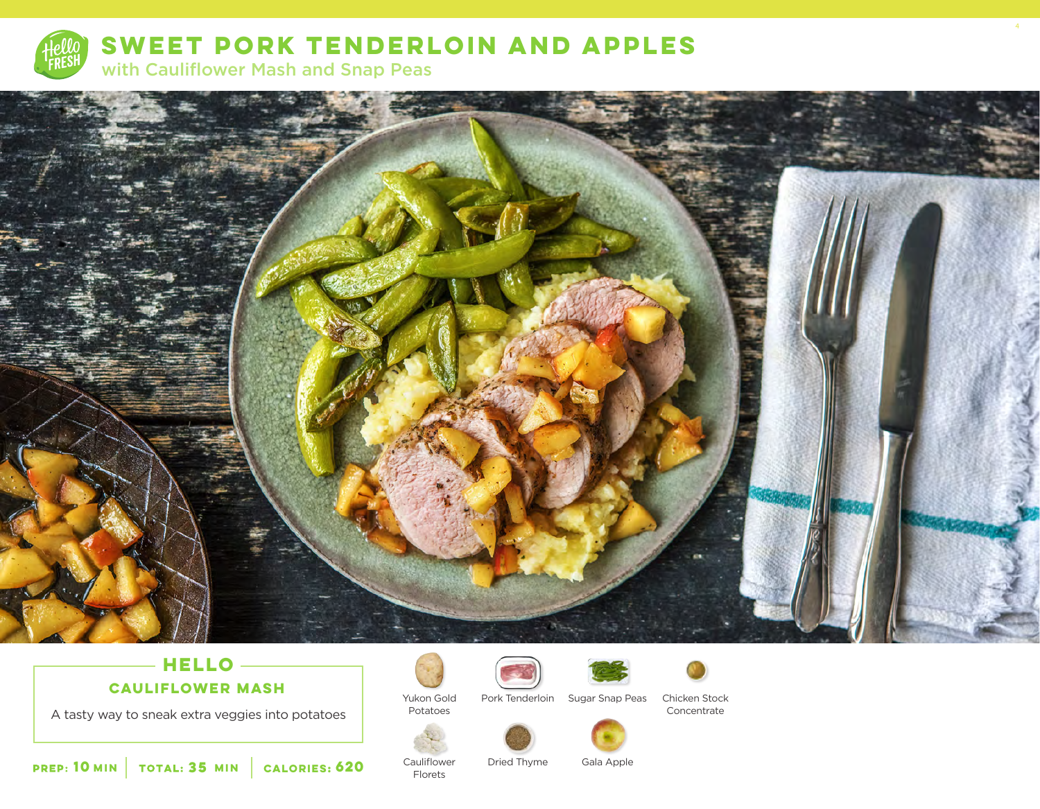# SWEET PORK TENDERLOIN AND APPLES

## with Cauliflower Mash and Snap Peas

### HELLO

### CAULIFLOWER MASH

A tasty way to sneak extra veggies into potatoes

**PREP: 10 MIN** | **TOTAL: 35 MIN** | **CALORIES: 620**

- Yukon Gold Potatoes
- Pork Tenderloin
- Sugar Snap Peas
- Chicken Stock Concentrate
- Cauliflower Florets
- Dried Thyme
- Gala Apple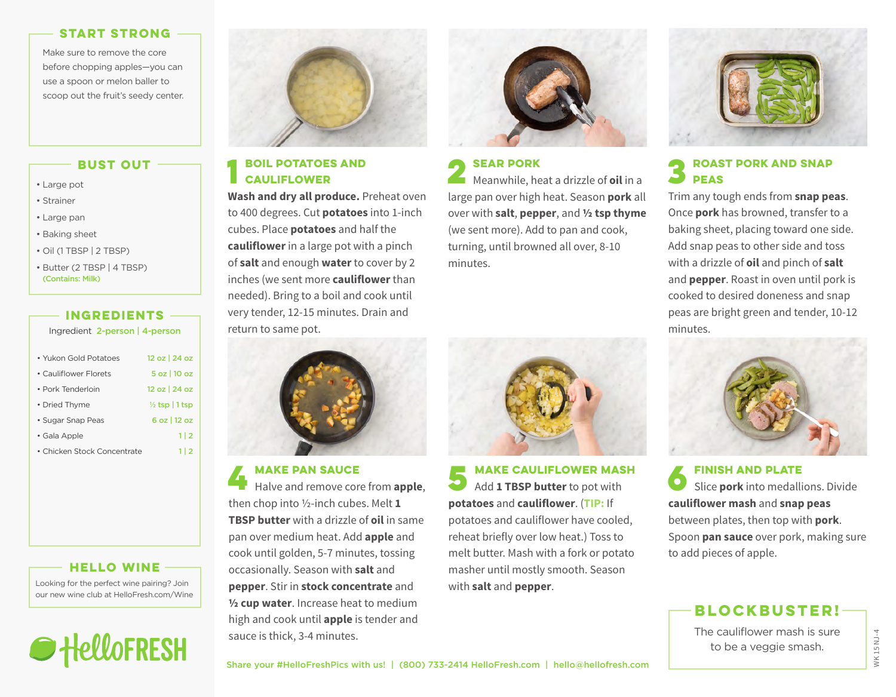## START STRONG

Make sure to remove the core before chopping apples—you can use a spoon or melon baller to scoop out the fruit's seedy center.

## BUST OUT

- Large pot
- Strainer
- Large pan
- Baking sheet
- Oil (1 TBSP | 2 TBSP)
- Butter (2 TBSP | 4 TBSP)
  (Contains: Milk)

## INGREDIENTS

| Ingredient | 2-person \| 4-person |
|---|---|
| Yukon Gold Potatoes | 12 oz \| 24 oz |
| Cauliflower Florets | 5 oz \| 10 oz |
| Pork Tenderloin | 12 oz \| 24 oz |
| Dried Thyme | ½ tsp \| 1 tsp |
| Sugar Snap Peas | 6 oz \| 12 oz |
| Gala Apple | 1 \| 2 |
| Chicken Stock Concentrate | 1 \| 2 |

## HELLO WINE

Looking for the perfect wine pairing? Join our new wine club at HelloFresh.com/Wine

HelloFRESH

### 1 BOIL POTATOES AND CAULIFLOWER

**Wash and dry all produce.** Preheat oven to 400 degrees. Cut **potatoes** into 1-inch cubes. Place **potatoes** and half the **cauliflower** in a large pot with a pinch of **salt** and enough **water** to cover by 2 inches (we sent more **cauliflower** than needed). Bring to a boil and cook until very tender, 12-15 minutes. Drain and return to same pot.

### 2 SEAR PORK

Meanwhile, heat a drizzle of **oil** in a large pan over high heat. Season **pork** all over with **salt**, **pepper**, and **½ tsp thyme** (we sent more). Add to pan and cook, turning, until browned all over, 8-10 minutes.

### 3 ROAST PORK AND SNAP PEAS

Trim any tough ends from **snap peas**. Once **pork** has browned, transfer to a baking sheet, placing toward one side. Add snap peas to other side and toss with a drizzle of **oil** and pinch of **salt** and **pepper**. Roast in oven until pork is cooked to desired doneness and snap peas are bright green and tender, 10-12 minutes.

### 4 MAKE PAN SAUCE

Halve and remove core from **apple**, then chop into ½-inch cubes. Melt **1 TBSP butter** with a drizzle of **oil** in same pan over medium heat. Add **apple** and cook until golden, 5-7 minutes, tossing occasionally. Season with **salt** and **pepper**. Stir in **stock concentrate** and **½ cup water**. Increase heat to medium high and cook until **apple** is tender and sauce is thick, 3-4 minutes.

### 5 MAKE CAULIFLOWER MASH

Add **1 TBSP butter** to pot with **potatoes** and **cauliflower**. (**TIP:** If potatoes and cauliflower have cooled, reheat briefly over low heat.) Toss to melt butter. Mash with a fork or potato masher until mostly smooth. Season with **salt** and **pepper**.

### 6 FINISH AND PLATE

Slice **pork** into medallions. Divide **cauliflower mash** and **snap peas** between plates, then top with **pork**. Spoon **pan sauce** over pork, making sure to add pieces of apple.

## BLOCKBUSTER!

The cauliflower mash is sure to be a veggie smash.

Share your #HelloFreshPics with us! | (800) 733-2414 HelloFresh.com | hello@hellofresh.com

WK 15 NJ-4